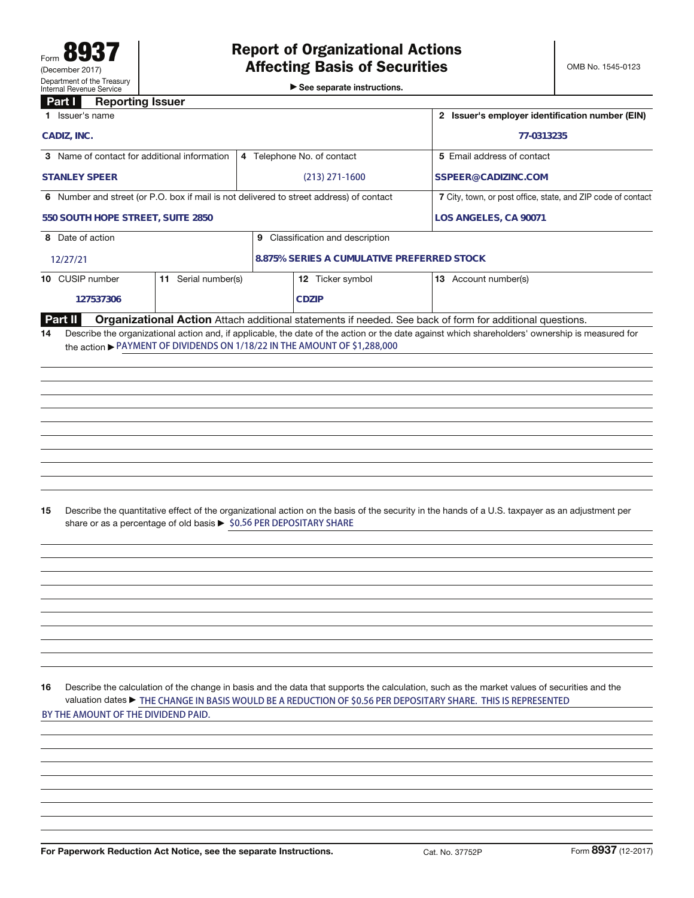Form **8937**
(December 2017)
Department of the Treasury
Internal Revenue Service

# Report of Organizational Actions Affecting Basis of Securities

▶ See separate instructions.

OMB No. 1545-0123

## Part I Reporting Issuer

| | | | |
|---|---|---|---|
| **1** Issuer's name<br>CADIZ, INC. | | | **2** Issuer's employer identification number (EIN)<br>77-0313235 |
| **3** Name of contact for additional information<br>STANLEY SPEER | **4** Telephone No. of contact<br>(213) 271-1600 | | **5** Email address of contact<br>SSPEER@CADIZINC.COM |
| **6** Number and street (or P.O. box if mail is not delivered to street address) of contact<br>550 SOUTH HOPE STREET, SUITE 2850 | | | **7** City, town, or post office, state, and ZIP code of contact<br>LOS ANGELES, CA 90071 |
| **8** Date of action<br>12/27/21 | **9** Classification and description<br>8.875% SERIES A CUMULATIVE PREFERRED STOCK | | |
| **10** CUSIP number<br>127537306 | **11** Serial number(s) | **12** Ticker symbol<br>CDZIP | **13** Account number(s) |

## Part II Organizational Action

Attach additional statements if needed. See back of form for additional questions.

**14** Describe the organizational action and, if applicable, the date of the action or the date against which shareholders' ownership is measured for the action ▶ PAYMENT OF DIVIDENDS ON 1/18/22 IN THE AMOUNT OF $1,288,000

**15** Describe the quantitative effect of the organizational action on the basis of the security in the hands of a U.S. taxpayer as an adjustment per share or as a percentage of old basis ▶ $0.56 PER DEPOSITARY SHARE

**16** Describe the calculation of the change in basis and the data that supports the calculation, such as the market values of securities and the valuation dates ▶ THE CHANGE IN BASIS WOULD BE A REDUCTION OF $0.56 PER DEPOSITARY SHARE. THIS IS REPRESENTED BY THE AMOUNT OF THE DIVIDEND PAID.

For Paperwork Reduction Act Notice, see the separate Instructions. Cat. No. 37752P Form **8937** (12-2017)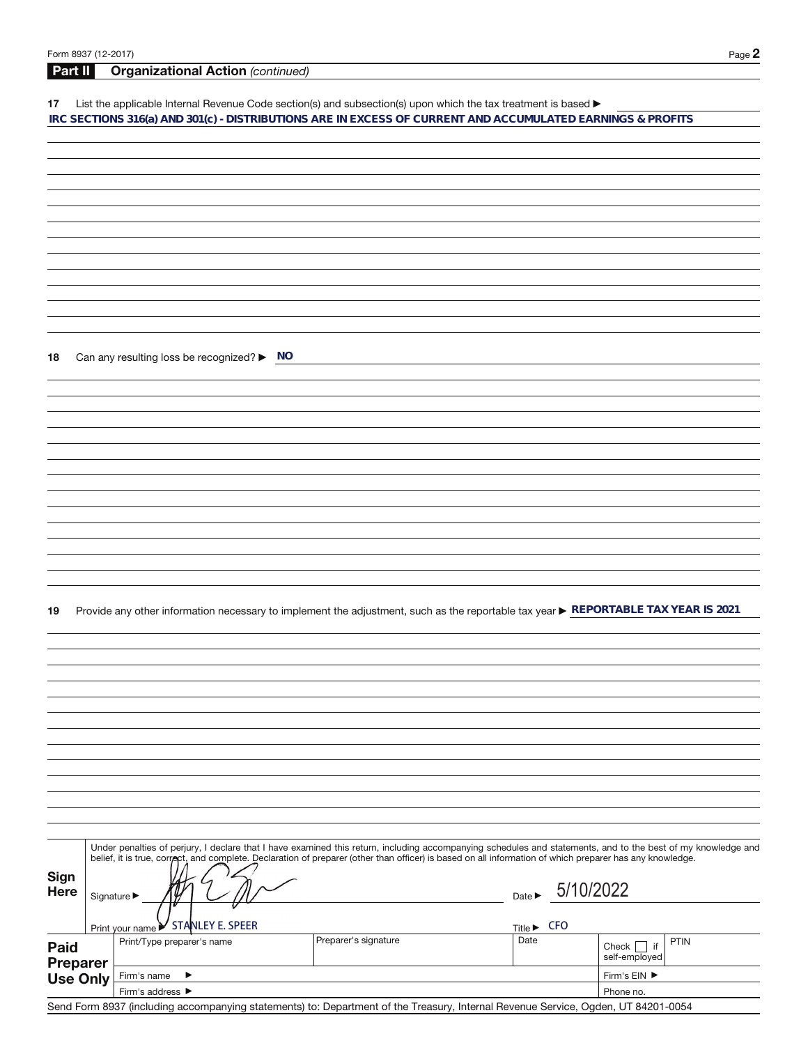## Part II Organizational Action *(continued)*

**17** List the applicable Internal Revenue Code section(s) and subsection(s) upon which the tax treatment is based ▶

**IRC SECTIONS 316(a) AND 301(c) - DISTRIBUTIONS ARE IN EXCESS OF CURRENT AND ACCUMULATED EARNINGS & PROFITS**

**18** Can any resulting loss be recognized? ▶ **NO**

**19** Provide any other information necessary to implement the adjustment, such as the reportable tax year ▶ **REPORTABLE TAX YEAR IS 2021**

**Sign Here**

Under penalties of perjury, I declare that I have examined this return, including accompanying schedules and statements, and to the best of my knowledge and belief, it is true, correct, and complete. Declaration of preparer (other than officer) is based on all information of which preparer has any knowledge.

Signature ▶ [signature] Date ▶ 5/10/2022

Print your name ▶ STANLEY E. SPEER Title ▶ CFO

| **Paid Preparer Use Only** | | | | |
|---|---|---|---|---|
| Print/Type preparer's name | Preparer's signature | Date | Check ☐ if self-employed | PTIN |
| Firm's name ▶ | | | Firm's EIN ▶ | |
| Firm's address ▶ | | | Phone no. | |

Send Form 8937 (including accompanying statements) to: Department of the Treasury, Internal Revenue Service, Ogden, UT 84201-0054